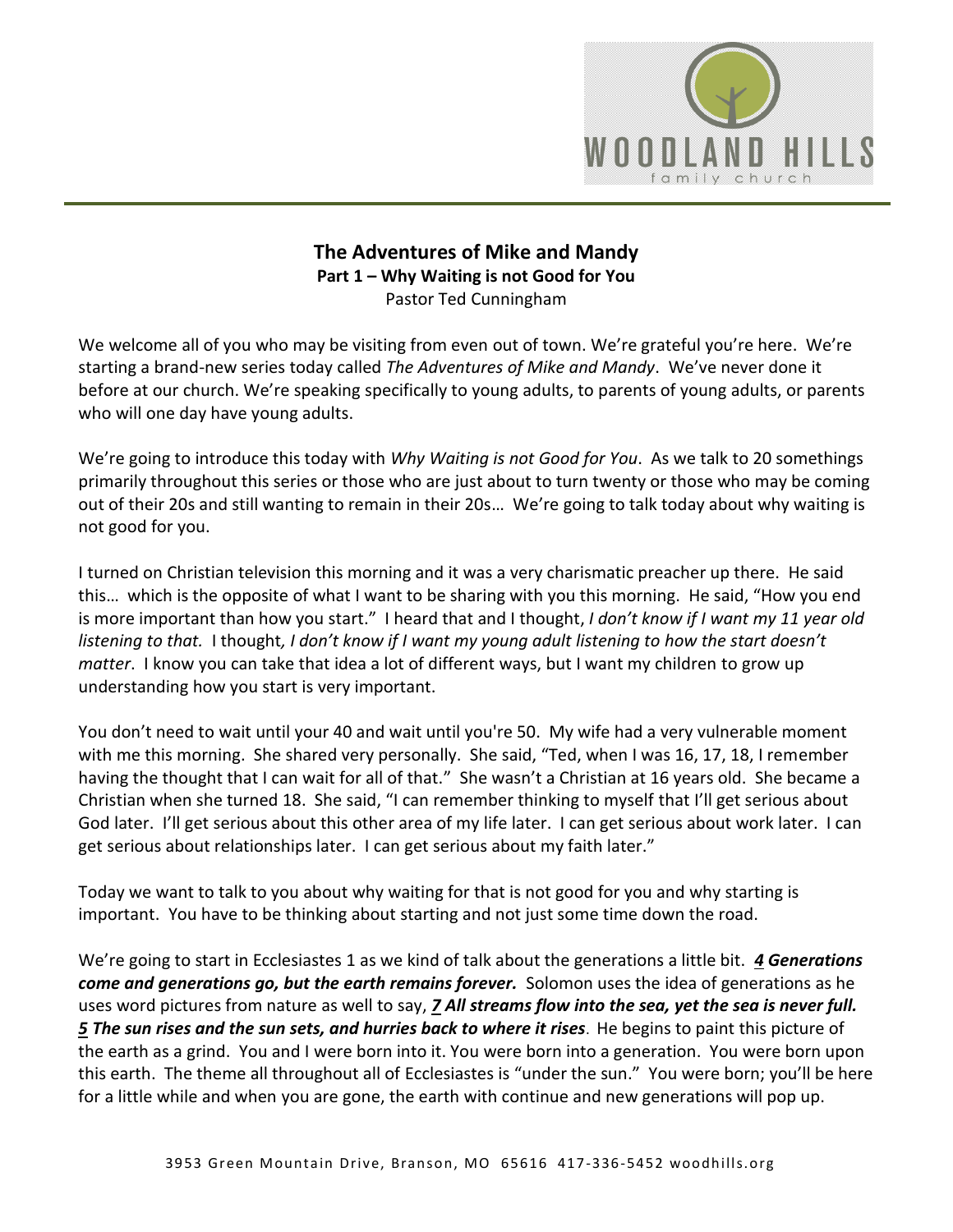# The Adventures of Mike and Mandy

## Part 1 – Why Waiting is not Good for You

Pastor Ted Cunningham

We welcome all of you who may be visiting from even out of town. We're grateful you're here. We're starting a brand-new series today called *The Adventures of Mike and Mandy*. We've never done it before at our church. We're speaking specifically to young adults, to parents of young adults, or parents who will one day have young adults.

We're going to introduce this today with *Why Waiting is not Good for You*. As we talk to 20 somethings primarily throughout this series or those who are just about to turn twenty or those who may be coming out of their 20s and still wanting to remain in their 20s… We're going to talk today about why waiting is not good for you.

I turned on Christian television this morning and it was a very charismatic preacher up there. He said this… which is the opposite of what I want to be sharing with you this morning. He said, "How you end is more important than how you start." I heard that and I thought, *I don't know if I want my 11 year old listening to that.* I thought*, I don't know if I want my young adult listening to how the start doesn't matter*. I know you can take that idea a lot of different ways, but I want my children to grow up understanding how you start is very important.

You don't need to wait until your 40 and wait until you're 50. My wife had a very vulnerable moment with me this morning. She shared very personally. She said, "Ted, when I was 16, 17, 18, I remember having the thought that I can wait for all of that." She wasn't a Christian at 16 years old. She became a Christian when she turned 18. She said, "I can remember thinking to myself that I'll get serious about God later. I'll get serious about this other area of my life later. I can get serious about work later. I can get serious about relationships later. I can get serious about my faith later."

Today we want to talk to you about why waiting for that is not good for you and why starting is important. You have to be thinking about starting and not just some time down the road.

We're going to start in Ecclesiastes 1 as we kind of talk about the generations a little bit. ***4 Generations come and generations go, but the earth remains forever.*** Solomon uses the idea of generations as he uses word pictures from nature as well to say, ***7 All streams flow into the sea, yet the sea is never full. 5 The sun rises and the sun sets, and hurries back to where it rises***. He begins to paint this picture of the earth as a grind. You and I were born into it. You were born into a generation. You were born upon this earth. The theme all throughout all of Ecclesiastes is "under the sun." You were born; you'll be here for a little while and when you are gone, the earth with continue and new generations will pop up.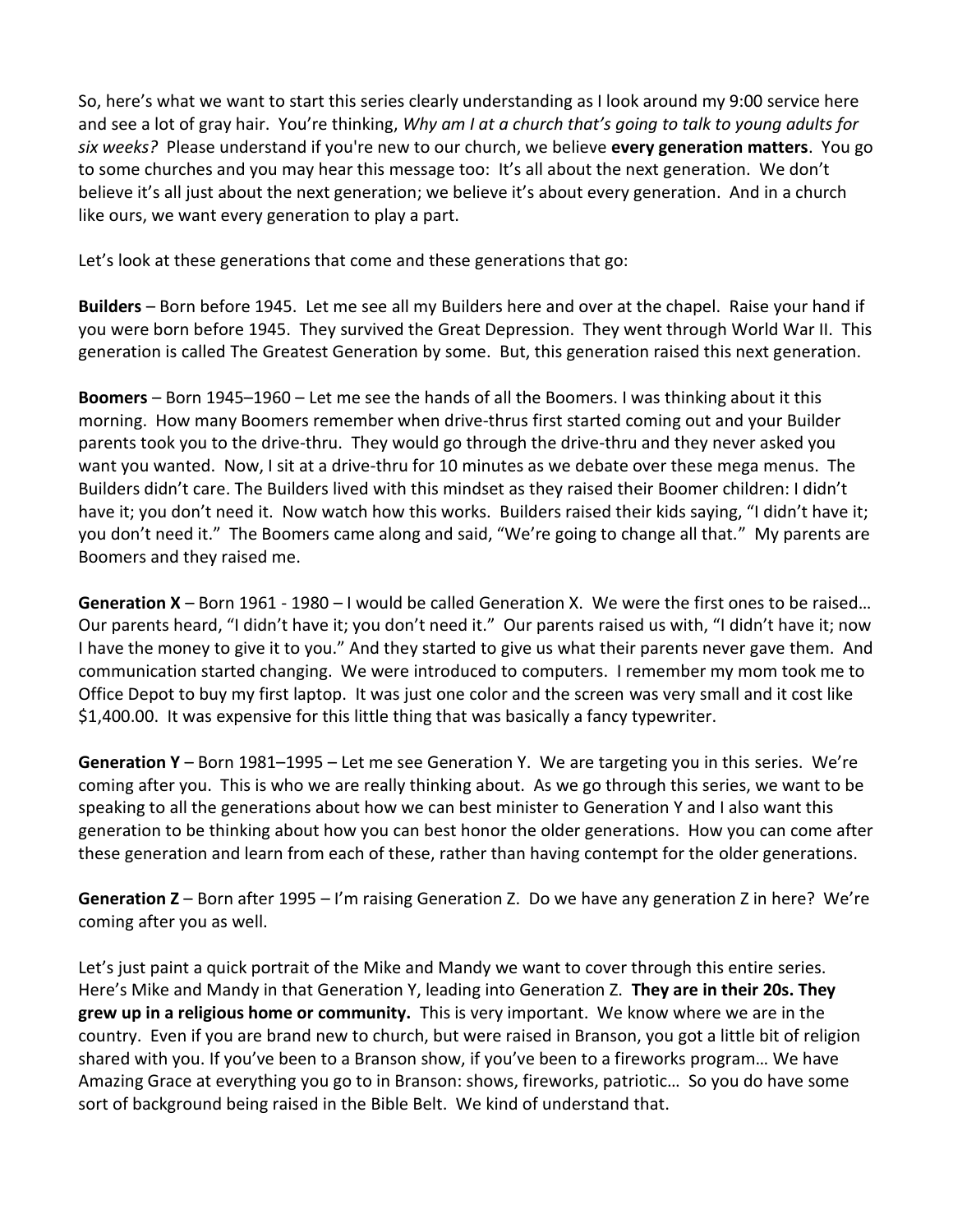So, here's what we want to start this series clearly understanding as I look around my 9:00 service here and see a lot of gray hair. You're thinking, *Why am I at a church that's going to talk to young adults for six weeks?* Please understand if you're new to our church, we believe **every generation matters**. You go to some churches and you may hear this message too: It's all about the next generation. We don't believe it's all just about the next generation; we believe it's about every generation. And in a church like ours, we want every generation to play a part.

Let's look at these generations that come and these generations that go:

**Builders** – Born before 1945. Let me see all my Builders here and over at the chapel. Raise your hand if you were born before 1945. They survived the Great Depression. They went through World War II. This generation is called The Greatest Generation by some. But, this generation raised this next generation.

**Boomers** – Born 1945–1960 – Let me see the hands of all the Boomers. I was thinking about it this morning. How many Boomers remember when drive-thrus first started coming out and your Builder parents took you to the drive-thru. They would go through the drive-thru and they never asked you want you wanted. Now, I sit at a drive-thru for 10 minutes as we debate over these mega menus. The Builders didn't care. The Builders lived with this mindset as they raised their Boomer children: I didn't have it; you don't need it. Now watch how this works. Builders raised their kids saying, "I didn't have it; you don't need it." The Boomers came along and said, "We're going to change all that." My parents are Boomers and they raised me.

**Generation X** – Born 1961 - 1980 – I would be called Generation X. We were the first ones to be raised… Our parents heard, "I didn't have it; you don't need it." Our parents raised us with, "I didn't have it; now I have the money to give it to you." And they started to give us what their parents never gave them. And communication started changing. We were introduced to computers. I remember my mom took me to Office Depot to buy my first laptop. It was just one color and the screen was very small and it cost like $1,400.00. It was expensive for this little thing that was basically a fancy typewriter.

**Generation Y** – Born 1981–1995 – Let me see Generation Y. We are targeting you in this series. We're coming after you. This is who we are really thinking about. As we go through this series, we want to be speaking to all the generations about how we can best minister to Generation Y and I also want this generation to be thinking about how you can best honor the older generations. How you can come after these generation and learn from each of these, rather than having contempt for the older generations.

**Generation Z** – Born after 1995 – I'm raising Generation Z. Do we have any generation Z in here? We're coming after you as well.

Let's just paint a quick portrait of the Mike and Mandy we want to cover through this entire series. Here's Mike and Mandy in that Generation Y, leading into Generation Z. **They are in their 20s. They grew up in a religious home or community.** This is very important. We know where we are in the country. Even if you are brand new to church, but were raised in Branson, you got a little bit of religion shared with you. If you've been to a Branson show, if you've been to a fireworks program… We have Amazing Grace at everything you go to in Branson: shows, fireworks, patriotic… So you do have some sort of background being raised in the Bible Belt. We kind of understand that.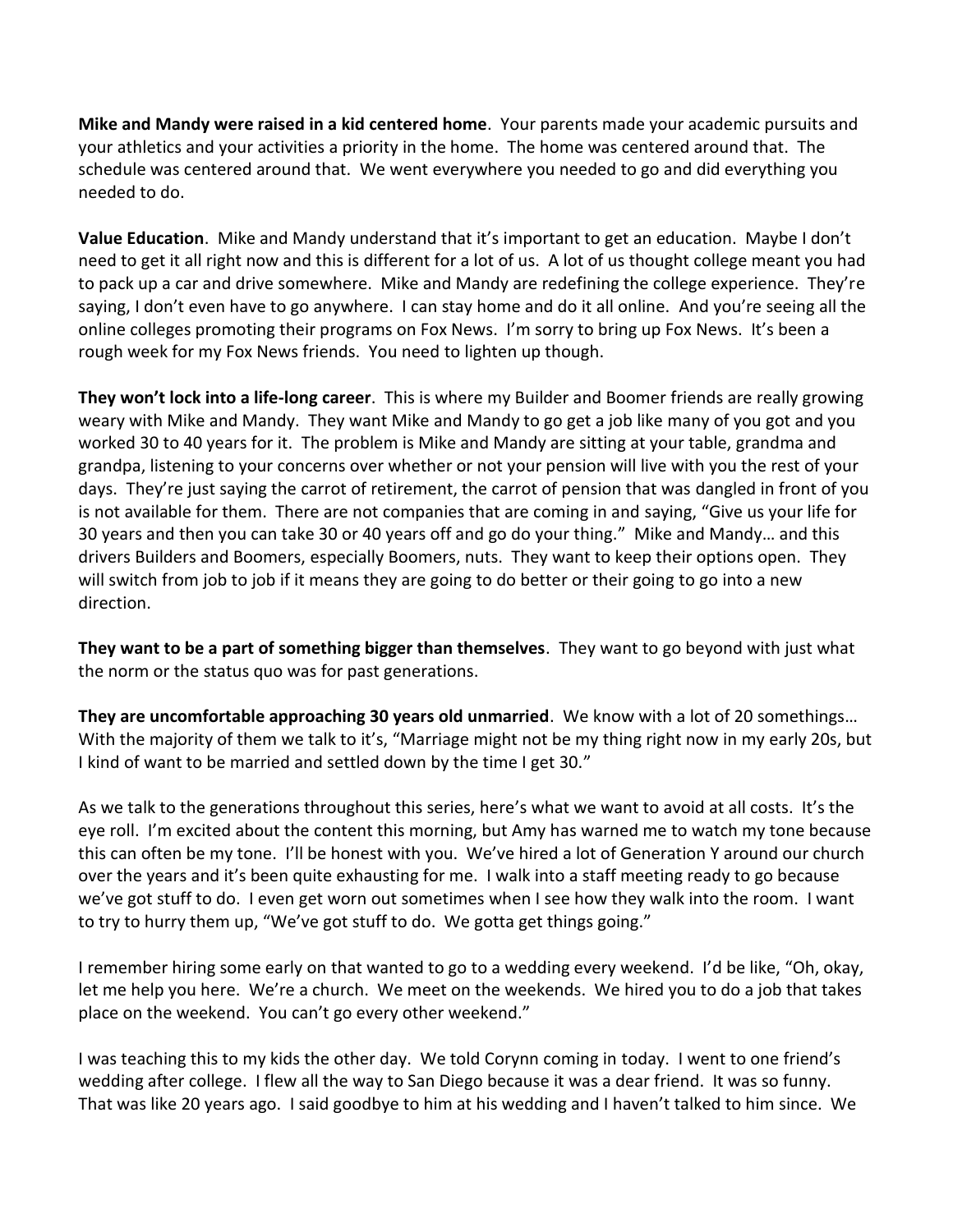**Mike and Mandy were raised in a kid centered home**. Your parents made your academic pursuits and your athletics and your activities a priority in the home. The home was centered around that. The schedule was centered around that. We went everywhere you needed to go and did everything you needed to do.

**Value Education**. Mike and Mandy understand that it's important to get an education. Maybe I don't need to get it all right now and this is different for a lot of us. A lot of us thought college meant you had to pack up a car and drive somewhere. Mike and Mandy are redefining the college experience. They're saying, I don't even have to go anywhere. I can stay home and do it all online. And you're seeing all the online colleges promoting their programs on Fox News. I'm sorry to bring up Fox News. It's been a rough week for my Fox News friends. You need to lighten up though.

**They won't lock into a life-long career**. This is where my Builder and Boomer friends are really growing weary with Mike and Mandy. They want Mike and Mandy to go get a job like many of you got and you worked 30 to 40 years for it. The problem is Mike and Mandy are sitting at your table, grandma and grandpa, listening to your concerns over whether or not your pension will live with you the rest of your days. They're just saying the carrot of retirement, the carrot of pension that was dangled in front of you is not available for them. There are not companies that are coming in and saying, "Give us your life for 30 years and then you can take 30 or 40 years off and go do your thing." Mike and Mandy… and this drivers Builders and Boomers, especially Boomers, nuts. They want to keep their options open. They will switch from job to job if it means they are going to do better or their going to go into a new direction.

**They want to be a part of something bigger than themselves**. They want to go beyond with just what the norm or the status quo was for past generations.

**They are uncomfortable approaching 30 years old unmarried**. We know with a lot of 20 somethings… With the majority of them we talk to it's, "Marriage might not be my thing right now in my early 20s, but I kind of want to be married and settled down by the time I get 30."

As we talk to the generations throughout this series, here's what we want to avoid at all costs. It's the eye roll. I'm excited about the content this morning, but Amy has warned me to watch my tone because this can often be my tone. I'll be honest with you. We've hired a lot of Generation Y around our church over the years and it's been quite exhausting for me. I walk into a staff meeting ready to go because we've got stuff to do. I even get worn out sometimes when I see how they walk into the room. I want to try to hurry them up, "We've got stuff to do. We gotta get things going."

I remember hiring some early on that wanted to go to a wedding every weekend. I'd be like, "Oh, okay, let me help you here. We're a church. We meet on the weekends. We hired you to do a job that takes place on the weekend. You can't go every other weekend."

I was teaching this to my kids the other day. We told Corynn coming in today. I went to one friend's wedding after college. I flew all the way to San Diego because it was a dear friend. It was so funny. That was like 20 years ago. I said goodbye to him at his wedding and I haven't talked to him since. We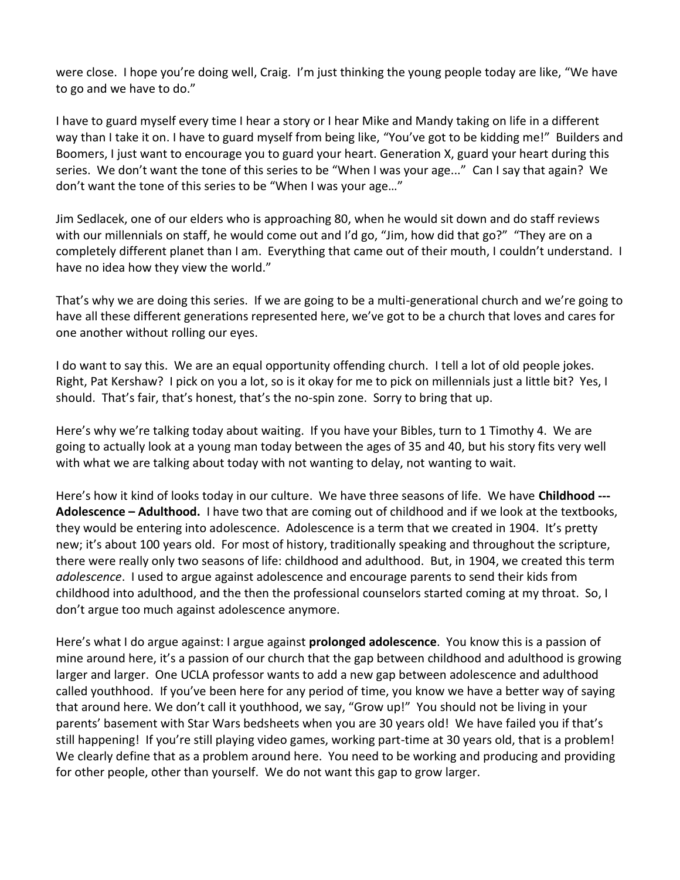were close. I hope you're doing well, Craig. I'm just thinking the young people today are like, "We have to go and we have to do."

I have to guard myself every time I hear a story or I hear Mike and Mandy taking on life in a different way than I take it on. I have to guard myself from being like, "You've got to be kidding me!" Builders and Boomers, I just want to encourage you to guard your heart. Generation X, guard your heart during this series. We don't want the tone of this series to be "When I was your age..." Can I say that again? We don't want the tone of this series to be "When I was your age…"

Jim Sedlacek, one of our elders who is approaching 80, when he would sit down and do staff reviews with our millennials on staff, he would come out and I'd go, "Jim, how did that go?" "They are on a completely different planet than I am. Everything that came out of their mouth, I couldn't understand. I have no idea how they view the world."

That's why we are doing this series. If we are going to be a multi-generational church and we're going to have all these different generations represented here, we've got to be a church that loves and cares for one another without rolling our eyes.

I do want to say this. We are an equal opportunity offending church. I tell a lot of old people jokes. Right, Pat Kershaw? I pick on you a lot, so is it okay for me to pick on millennials just a little bit? Yes, I should. That's fair, that's honest, that's the no-spin zone. Sorry to bring that up.

Here's why we're talking today about waiting. If you have your Bibles, turn to 1 Timothy 4. We are going to actually look at a young man today between the ages of 35 and 40, but his story fits very well with what we are talking about today with not wanting to delay, not wanting to wait.

Here's how it kind of looks today in our culture. We have three seasons of life. We have **Childhood --- Adolescence – Adulthood.** I have two that are coming out of childhood and if we look at the textbooks, they would be entering into adolescence. Adolescence is a term that we created in 1904. It's pretty new; it's about 100 years old. For most of history, traditionally speaking and throughout the scripture, there were really only two seasons of life: childhood and adulthood. But, in 1904, we created this term *adolescence*. I used to argue against adolescence and encourage parents to send their kids from childhood into adulthood, and the then the professional counselors started coming at my throat. So, I don't argue too much against adolescence anymore.

Here's what I do argue against: I argue against **prolonged adolescence**. You know this is a passion of mine around here, it's a passion of our church that the gap between childhood and adulthood is growing larger and larger. One UCLA professor wants to add a new gap between adolescence and adulthood called youthhood. If you've been here for any period of time, you know we have a better way of saying that around here. We don't call it youthhood, we say, "Grow up!" You should not be living in your parents' basement with Star Wars bedsheets when you are 30 years old! We have failed you if that's still happening! If you're still playing video games, working part-time at 30 years old, that is a problem! We clearly define that as a problem around here. You need to be working and producing and providing for other people, other than yourself. We do not want this gap to grow larger.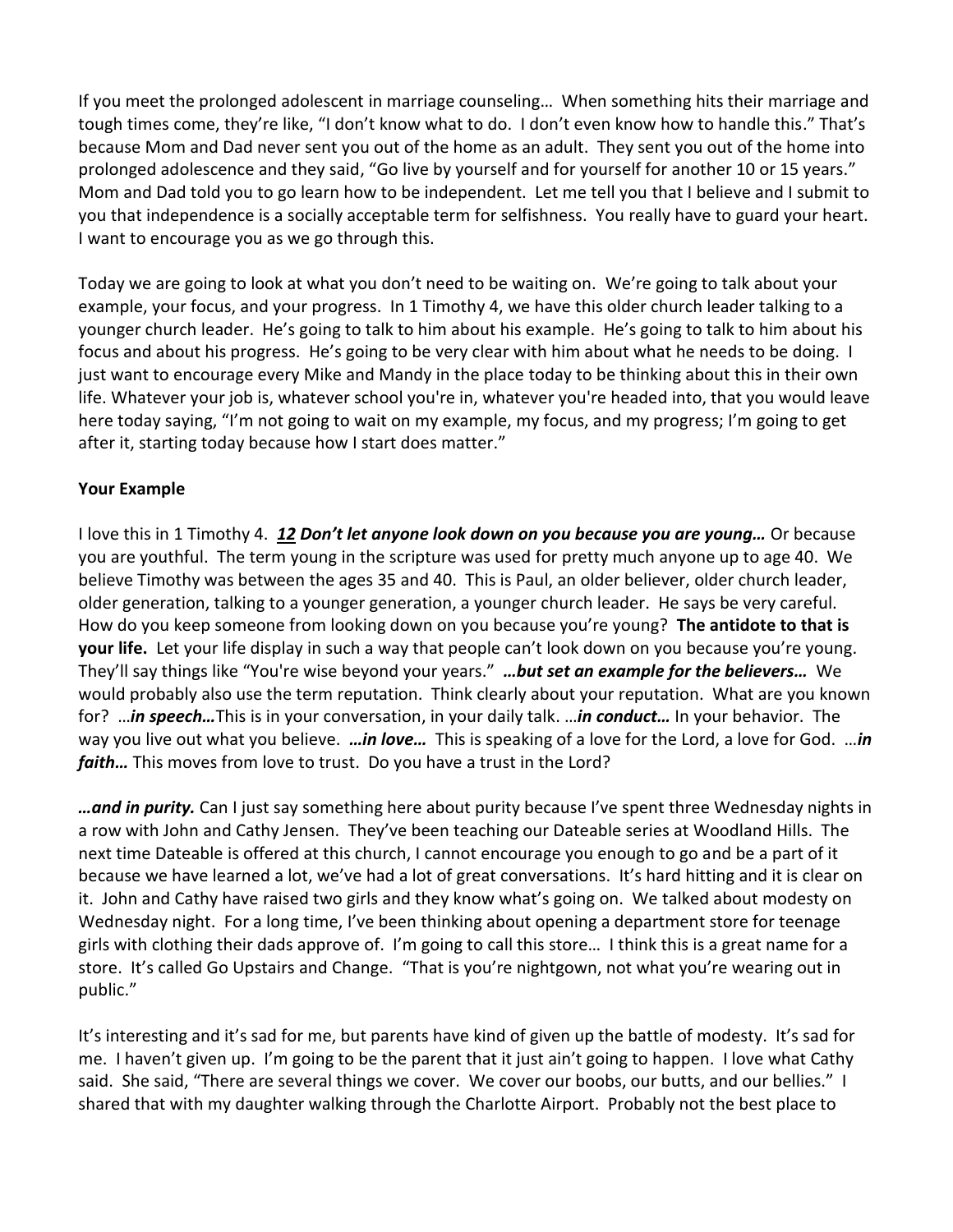If you meet the prolonged adolescent in marriage counseling… When something hits their marriage and tough times come, they're like, "I don't know what to do. I don't even know how to handle this." That's because Mom and Dad never sent you out of the home as an adult. They sent you out of the home into prolonged adolescence and they said, "Go live by yourself and for yourself for another 10 or 15 years." Mom and Dad told you to go learn how to be independent. Let me tell you that I believe and I submit to you that independence is a socially acceptable term for selfishness. You really have to guard your heart. I want to encourage you as we go through this.

Today we are going to look at what you don't need to be waiting on. We're going to talk about your example, your focus, and your progress. In 1 Timothy 4, we have this older church leader talking to a younger church leader. He's going to talk to him about his example. He's going to talk to him about his focus and about his progress. He's going to be very clear with him about what he needs to be doing. I just want to encourage every Mike and Mandy in the place today to be thinking about this in their own life. Whatever your job is, whatever school you're in, whatever you're headed into, that you would leave here today saying, "I'm not going to wait on my example, my focus, and my progress; I'm going to get after it, starting today because how I start does matter."

**Your Example**

I love this in 1 Timothy 4. ***12 Don't let anyone look down on you because you are young…*** Or because you are youthful. The term young in the scripture was used for pretty much anyone up to age 40. We believe Timothy was between the ages 35 and 40. This is Paul, an older believer, older church leader, older generation, talking to a younger generation, a younger church leader. He says be very careful. How do you keep someone from looking down on you because you're young? **The antidote to that is your life.** Let your life display in such a way that people can't look down on you because you're young. They'll say things like "You're wise beyond your years." ***…but set an example for the believers…*** We would probably also use the term reputation. Think clearly about your reputation. What are you known for? …***in speech…***This is in your conversation, in your daily talk. …***in conduct…*** In your behavior. The way you live out what you believe. ***…in love…*** This is speaking of a love for the Lord, a love for God. …***in faith…*** This moves from love to trust. Do you have a trust in the Lord?

***…and in purity.*** Can I just say something here about purity because I've spent three Wednesday nights in a row with John and Cathy Jensen. They've been teaching our Dateable series at Woodland Hills. The next time Dateable is offered at this church, I cannot encourage you enough to go and be a part of it because we have learned a lot, we've had a lot of great conversations. It's hard hitting and it is clear on it. John and Cathy have raised two girls and they know what's going on. We talked about modesty on Wednesday night. For a long time, I've been thinking about opening a department store for teenage girls with clothing their dads approve of. I'm going to call this store… I think this is a great name for a store. It's called Go Upstairs and Change. "That is you're nightgown, not what you're wearing out in public."

It's interesting and it's sad for me, but parents have kind of given up the battle of modesty. It's sad for me. I haven't given up. I'm going to be the parent that it just ain't going to happen. I love what Cathy said. She said, "There are several things we cover. We cover our boobs, our butts, and our bellies." I shared that with my daughter walking through the Charlotte Airport. Probably not the best place to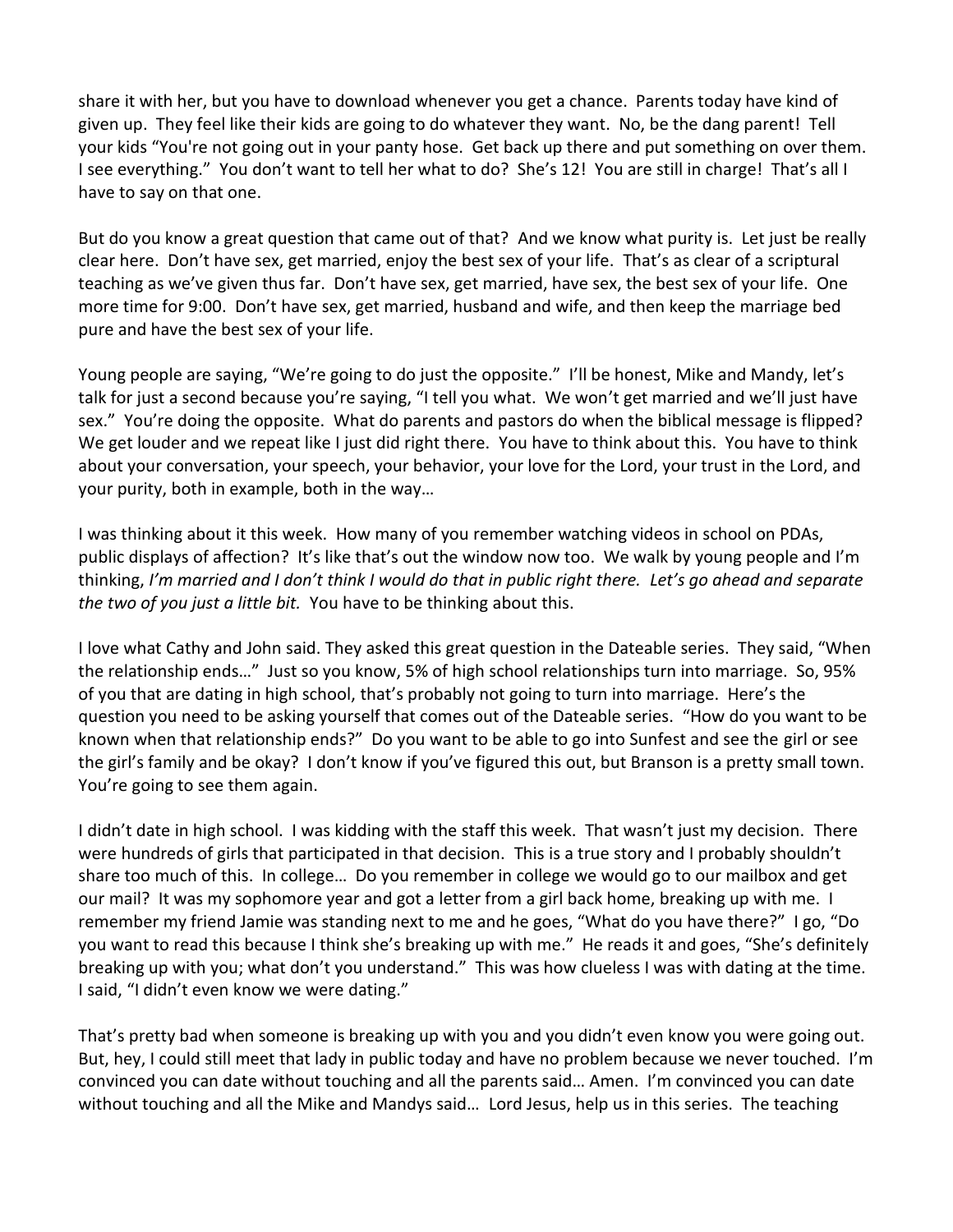share it with her, but you have to download whenever you get a chance. Parents today have kind of given up. They feel like their kids are going to do whatever they want. No, be the dang parent! Tell your kids "You're not going out in your panty hose. Get back up there and put something on over them. I see everything." You don't want to tell her what to do? She's 12! You are still in charge! That's all I have to say on that one.

But do you know a great question that came out of that? And we know what purity is. Let just be really clear here. Don't have sex, get married, enjoy the best sex of your life. That's as clear of a scriptural teaching as we've given thus far. Don't have sex, get married, have sex, the best sex of your life. One more time for 9:00. Don't have sex, get married, husband and wife, and then keep the marriage bed pure and have the best sex of your life.

Young people are saying, "We're going to do just the opposite." I'll be honest, Mike and Mandy, let's talk for just a second because you're saying, "I tell you what. We won't get married and we'll just have sex." You're doing the opposite. What do parents and pastors do when the biblical message is flipped? We get louder and we repeat like I just did right there. You have to think about this. You have to think about your conversation, your speech, your behavior, your love for the Lord, your trust in the Lord, and your purity, both in example, both in the way…

I was thinking about it this week. How many of you remember watching videos in school on PDAs, public displays of affection? It's like that's out the window now too. We walk by young people and I'm thinking, *I'm married and I don't think I would do that in public right there. Let's go ahead and separate the two of you just a little bit.* You have to be thinking about this.

I love what Cathy and John said. They asked this great question in the Dateable series. They said, "When the relationship ends…" Just so you know, 5% of high school relationships turn into marriage. So, 95% of you that are dating in high school, that's probably not going to turn into marriage. Here's the question you need to be asking yourself that comes out of the Dateable series. "How do you want to be known when that relationship ends?" Do you want to be able to go into Sunfest and see the girl or see the girl's family and be okay? I don't know if you've figured this out, but Branson is a pretty small town. You're going to see them again.

I didn't date in high school. I was kidding with the staff this week. That wasn't just my decision. There were hundreds of girls that participated in that decision. This is a true story and I probably shouldn't share too much of this. In college… Do you remember in college we would go to our mailbox and get our mail? It was my sophomore year and got a letter from a girl back home, breaking up with me. I remember my friend Jamie was standing next to me and he goes, "What do you have there?" I go, "Do you want to read this because I think she's breaking up with me." He reads it and goes, "She's definitely breaking up with you; what don't you understand." This was how clueless I was with dating at the time. I said, "I didn't even know we were dating."

That's pretty bad when someone is breaking up with you and you didn't even know you were going out. But, hey, I could still meet that lady in public today and have no problem because we never touched. I'm convinced you can date without touching and all the parents said… Amen. I'm convinced you can date without touching and all the Mike and Mandys said… Lord Jesus, help us in this series. The teaching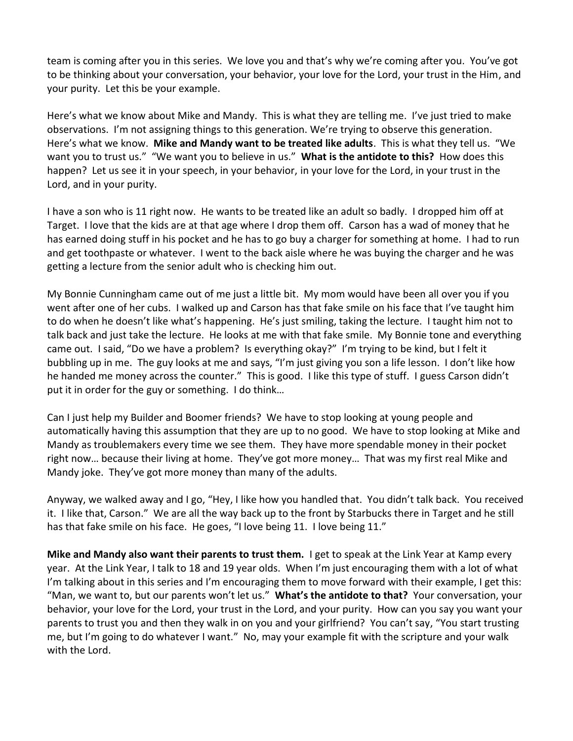team is coming after you in this series. We love you and that's why we're coming after you. You've got to be thinking about your conversation, your behavior, your love for the Lord, your trust in the Him, and your purity. Let this be your example.

Here's what we know about Mike and Mandy. This is what they are telling me. I've just tried to make observations. I'm not assigning things to this generation. We're trying to observe this generation. Here's what we know. **Mike and Mandy want to be treated like adults**. This is what they tell us. "We want you to trust us." "We want you to believe in us." **What is the antidote to this?** How does this happen? Let us see it in your speech, in your behavior, in your love for the Lord, in your trust in the Lord, and in your purity.

I have a son who is 11 right now. He wants to be treated like an adult so badly. I dropped him off at Target. I love that the kids are at that age where I drop them off. Carson has a wad of money that he has earned doing stuff in his pocket and he has to go buy a charger for something at home. I had to run and get toothpaste or whatever. I went to the back aisle where he was buying the charger and he was getting a lecture from the senior adult who is checking him out.

My Bonnie Cunningham came out of me just a little bit. My mom would have been all over you if you went after one of her cubs. I walked up and Carson has that fake smile on his face that I've taught him to do when he doesn't like what's happening. He's just smiling, taking the lecture. I taught him not to talk back and just take the lecture. He looks at me with that fake smile. My Bonnie tone and everything came out. I said, "Do we have a problem? Is everything okay?" I'm trying to be kind, but I felt it bubbling up in me. The guy looks at me and says, "I'm just giving you son a life lesson. I don't like how he handed me money across the counter." This is good. I like this type of stuff. I guess Carson didn't put it in order for the guy or something. I do think…

Can I just help my Builder and Boomer friends? We have to stop looking at young people and automatically having this assumption that they are up to no good. We have to stop looking at Mike and Mandy as troublemakers every time we see them. They have more spendable money in their pocket right now… because their living at home. They've got more money… That was my first real Mike and Mandy joke. They've got more money than many of the adults.

Anyway, we walked away and I go, "Hey, I like how you handled that. You didn't talk back. You received it. I like that, Carson." We are all the way back up to the front by Starbucks there in Target and he still has that fake smile on his face. He goes, "I love being 11. I love being 11."

**Mike and Mandy also want their parents to trust them.** I get to speak at the Link Year at Kamp every year. At the Link Year, I talk to 18 and 19 year olds. When I'm just encouraging them with a lot of what I'm talking about in this series and I'm encouraging them to move forward with their example, I get this: "Man, we want to, but our parents won't let us." **What's the antidote to that?** Your conversation, your behavior, your love for the Lord, your trust in the Lord, and your purity. How can you say you want your parents to trust you and then they walk in on you and your girlfriend? You can't say, "You start trusting me, but I'm going to do whatever I want." No, may your example fit with the scripture and your walk with the Lord.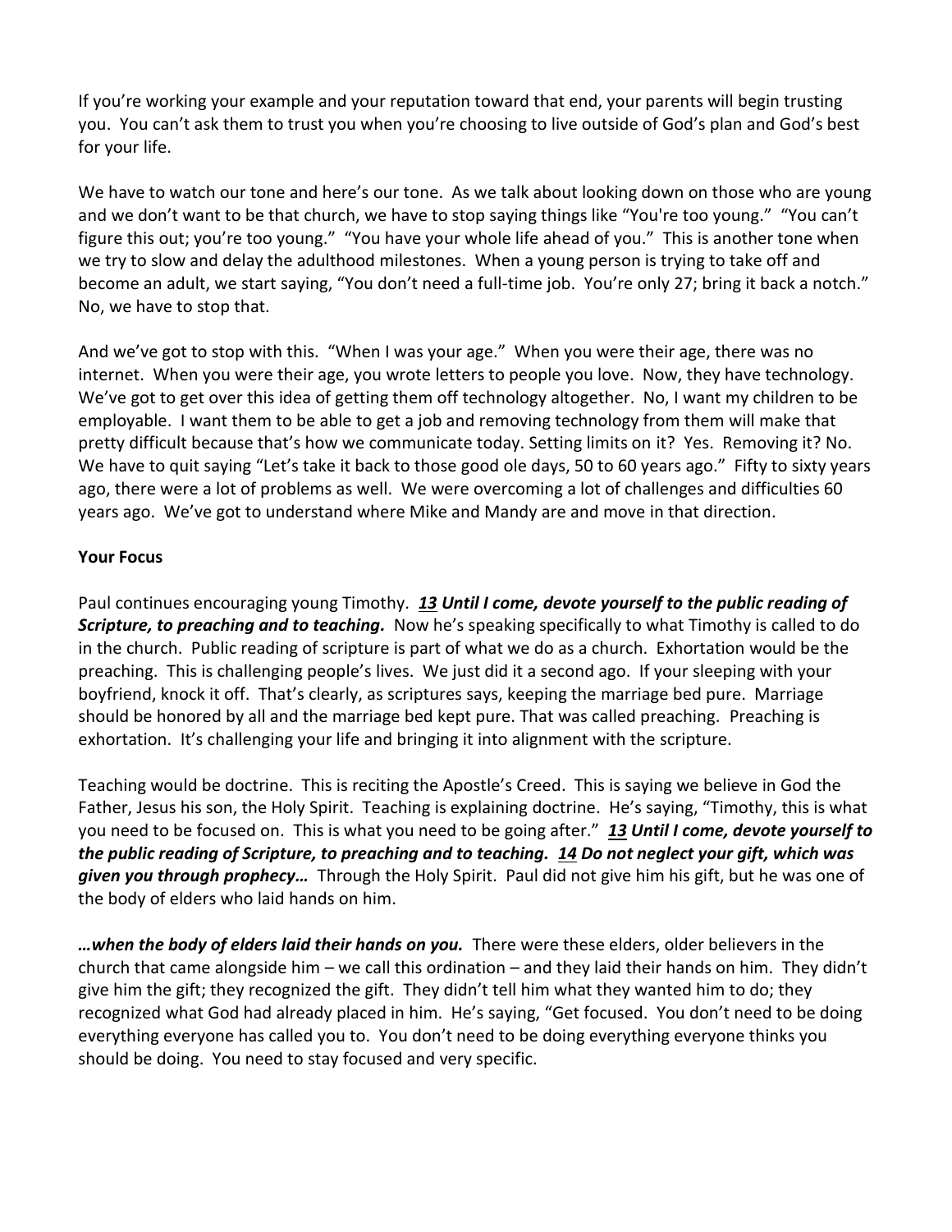If you're working your example and your reputation toward that end, your parents will begin trusting you. You can't ask them to trust you when you're choosing to live outside of God's plan and God's best for your life.

We have to watch our tone and here's our tone. As we talk about looking down on those who are young and we don't want to be that church, we have to stop saying things like "You're too young." "You can't figure this out; you're too young." "You have your whole life ahead of you." This is another tone when we try to slow and delay the adulthood milestones. When a young person is trying to take off and become an adult, we start saying, "You don't need a full-time job. You're only 27; bring it back a notch." No, we have to stop that.

And we've got to stop with this. "When I was your age." When you were their age, there was no internet. When you were their age, you wrote letters to people you love. Now, they have technology. We've got to get over this idea of getting them off technology altogether. No, I want my children to be employable. I want them to be able to get a job and removing technology from them will make that pretty difficult because that's how we communicate today. Setting limits on it? Yes. Removing it? No. We have to quit saying "Let's take it back to those good ole days, 50 to 60 years ago." Fifty to sixty years ago, there were a lot of problems as well. We were overcoming a lot of challenges and difficulties 60 years ago. We've got to understand where Mike and Mandy are and move in that direction.

**Your Focus**

Paul continues encouraging young Timothy. ***13 Until I come, devote yourself to the public reading of Scripture, to preaching and to teaching.*** Now he's speaking specifically to what Timothy is called to do in the church. Public reading of scripture is part of what we do as a church. Exhortation would be the preaching. This is challenging people's lives. We just did it a second ago. If your sleeping with your boyfriend, knock it off. That's clearly, as scriptures says, keeping the marriage bed pure. Marriage should be honored by all and the marriage bed kept pure. That was called preaching. Preaching is exhortation. It's challenging your life and bringing it into alignment with the scripture.

Teaching would be doctrine. This is reciting the Apostle's Creed. This is saying we believe in God the Father, Jesus his son, the Holy Spirit. Teaching is explaining doctrine. He's saying, "Timothy, this is what you need to be focused on. This is what you need to be going after." ***13 Until I come, devote yourself to the public reading of Scripture, to preaching and to teaching. 14 Do not neglect your gift, which was given you through prophecy…*** Through the Holy Spirit. Paul did not give him his gift, but he was one of the body of elders who laid hands on him.

***…when the body of elders laid their hands on you.*** There were these elders, older believers in the church that came alongside him – we call this ordination – and they laid their hands on him. They didn't give him the gift; they recognized the gift. They didn't tell him what they wanted him to do; they recognized what God had already placed in him. He's saying, "Get focused. You don't need to be doing everything everyone has called you to. You don't need to be doing everything everyone thinks you should be doing. You need to stay focused and very specific.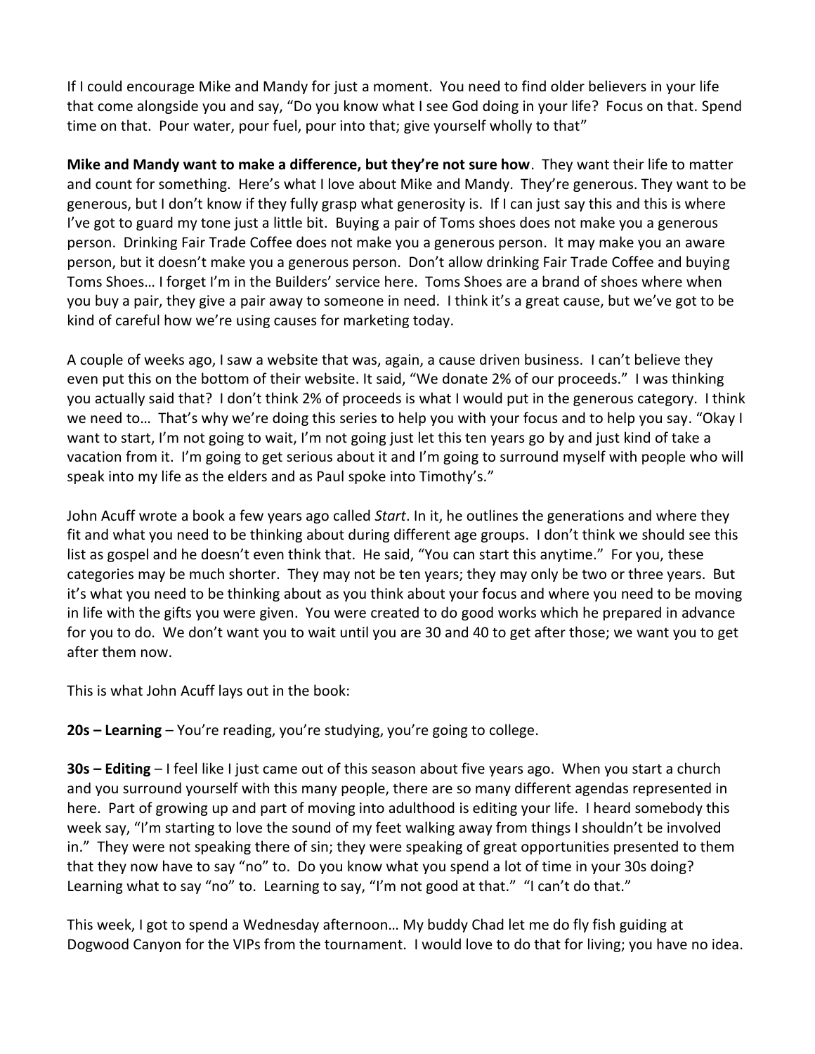If I could encourage Mike and Mandy for just a moment. You need to find older believers in your life that come alongside you and say, "Do you know what I see God doing in your life? Focus on that. Spend time on that. Pour water, pour fuel, pour into that; give yourself wholly to that"

**Mike and Mandy want to make a difference, but they're not sure how**. They want their life to matter and count for something. Here's what I love about Mike and Mandy. They're generous. They want to be generous, but I don't know if they fully grasp what generosity is. If I can just say this and this is where I've got to guard my tone just a little bit. Buying a pair of Toms shoes does not make you a generous person. Drinking Fair Trade Coffee does not make you a generous person. It may make you an aware person, but it doesn't make you a generous person. Don't allow drinking Fair Trade Coffee and buying Toms Shoes… I forget I'm in the Builders' service here. Toms Shoes are a brand of shoes where when you buy a pair, they give a pair away to someone in need. I think it's a great cause, but we've got to be kind of careful how we're using causes for marketing today.

A couple of weeks ago, I saw a website that was, again, a cause driven business. I can't believe they even put this on the bottom of their website. It said, "We donate 2% of our proceeds." I was thinking you actually said that? I don't think 2% of proceeds is what I would put in the generous category. I think we need to… That's why we're doing this series to help you with your focus and to help you say. "Okay I want to start, I'm not going to wait, I'm not going just let this ten years go by and just kind of take a vacation from it. I'm going to get serious about it and I'm going to surround myself with people who will speak into my life as the elders and as Paul spoke into Timothy's."

John Acuff wrote a book a few years ago called *Start*. In it, he outlines the generations and where they fit and what you need to be thinking about during different age groups. I don't think we should see this list as gospel and he doesn't even think that. He said, "You can start this anytime." For you, these categories may be much shorter. They may not be ten years; they may only be two or three years. But it's what you need to be thinking about as you think about your focus and where you need to be moving in life with the gifts you were given. You were created to do good works which he prepared in advance for you to do. We don't want you to wait until you are 30 and 40 to get after those; we want you to get after them now.

This is what John Acuff lays out in the book:

**20s – Learning** – You're reading, you're studying, you're going to college.

**30s – Editing** – I feel like I just came out of this season about five years ago. When you start a church and you surround yourself with this many people, there are so many different agendas represented in here. Part of growing up and part of moving into adulthood is editing your life. I heard somebody this week say, "I'm starting to love the sound of my feet walking away from things I shouldn't be involved in." They were not speaking there of sin; they were speaking of great opportunities presented to them that they now have to say "no" to. Do you know what you spend a lot of time in your 30s doing? Learning what to say "no" to. Learning to say, "I'm not good at that." "I can't do that."

This week, I got to spend a Wednesday afternoon… My buddy Chad let me do fly fish guiding at Dogwood Canyon for the VIPs from the tournament. I would love to do that for living; you have no idea.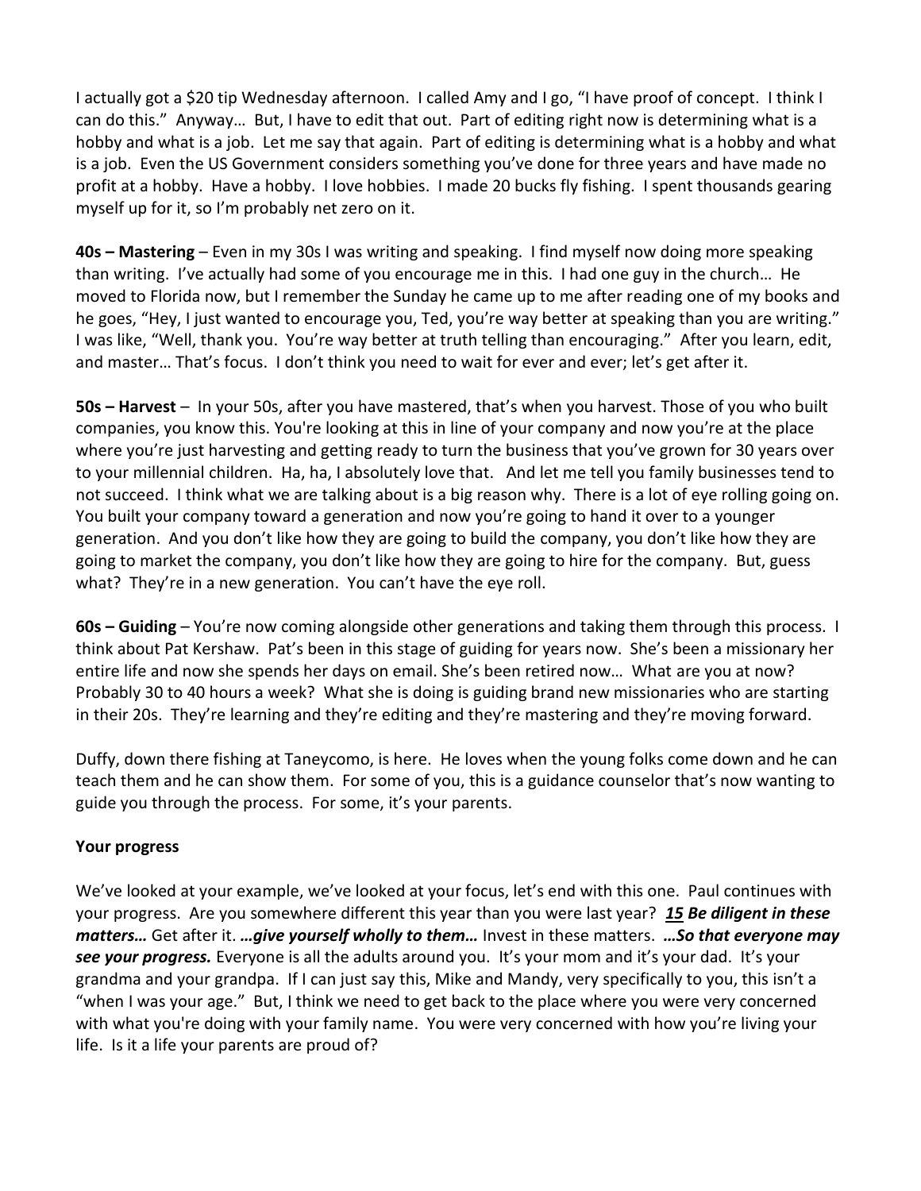I actually got a $20 tip Wednesday afternoon. I called Amy and I go, "I have proof of concept. I think I can do this." Anyway… But, I have to edit that out. Part of editing right now is determining what is a hobby and what is a job. Let me say that again. Part of editing is determining what is a hobby and what is a job. Even the US Government considers something you've done for three years and have made no profit at a hobby. Have a hobby. I love hobbies. I made 20 bucks fly fishing. I spent thousands gearing myself up for it, so I'm probably net zero on it.

**40s – Mastering** – Even in my 30s I was writing and speaking. I find myself now doing more speaking than writing. I've actually had some of you encourage me in this. I had one guy in the church… He moved to Florida now, but I remember the Sunday he came up to me after reading one of my books and he goes, "Hey, I just wanted to encourage you, Ted, you're way better at speaking than you are writing." I was like, "Well, thank you. You're way better at truth telling than encouraging." After you learn, edit, and master… That's focus. I don't think you need to wait for ever and ever; let's get after it.

**50s – Harvest** – In your 50s, after you have mastered, that's when you harvest. Those of you who built companies, you know this. You're looking at this in line of your company and now you're at the place where you're just harvesting and getting ready to turn the business that you've grown for 30 years over to your millennial children. Ha, ha, I absolutely love that. And let me tell you family businesses tend to not succeed. I think what we are talking about is a big reason why. There is a lot of eye rolling going on. You built your company toward a generation and now you're going to hand it over to a younger generation. And you don't like how they are going to build the company, you don't like how they are going to market the company, you don't like how they are going to hire for the company. But, guess what? They're in a new generation. You can't have the eye roll.

**60s – Guiding** – You're now coming alongside other generations and taking them through this process. I think about Pat Kershaw. Pat's been in this stage of guiding for years now. She's been a missionary her entire life and now she spends her days on email. She's been retired now… What are you at now? Probably 30 to 40 hours a week? What she is doing is guiding brand new missionaries who are starting in their 20s. They're learning and they're editing and they're mastering and they're moving forward.

Duffy, down there fishing at Taneycomo, is here. He loves when the young folks come down and he can teach them and he can show them. For some of you, this is a guidance counselor that's now wanting to guide you through the process. For some, it's your parents.

**Your progress**

We've looked at your example, we've looked at your focus, let's end with this one. Paul continues with your progress. Are you somewhere different this year than you were last year? ***15 Be diligent in these matters…*** Get after it. ***…give yourself wholly to them…*** Invest in these matters. ***…So that everyone may see your progress.*** Everyone is all the adults around you. It's your mom and it's your dad. It's your grandma and your grandpa. If I can just say this, Mike and Mandy, very specifically to you, this isn't a "when I was your age." But, I think we need to get back to the place where you were very concerned with what you're doing with your family name. You were very concerned with how you're living your life. Is it a life your parents are proud of?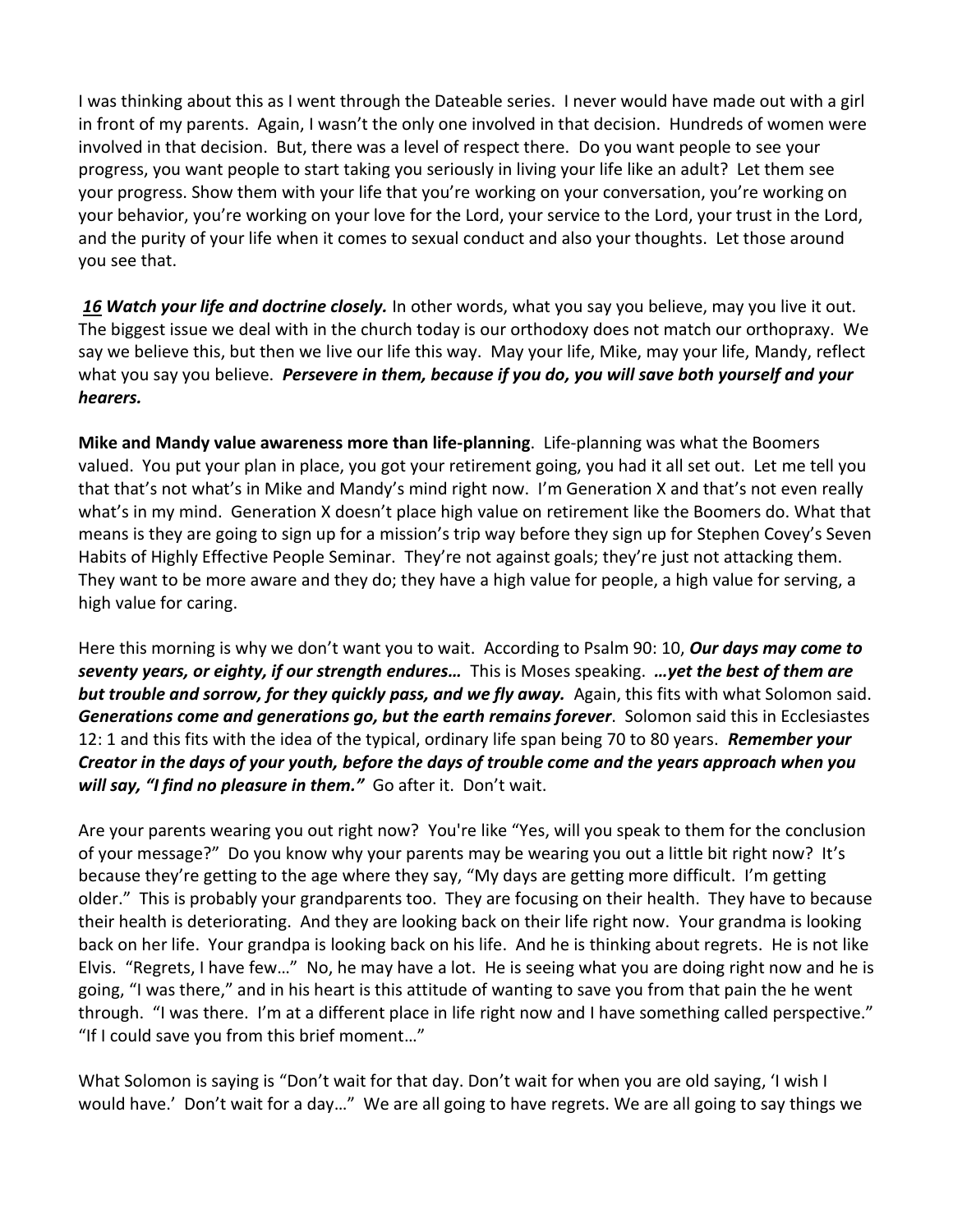I was thinking about this as I went through the Dateable series. I never would have made out with a girl in front of my parents. Again, I wasn't the only one involved in that decision. Hundreds of women were involved in that decision. But, there was a level of respect there. Do you want people to see your progress, you want people to start taking you seriously in living your life like an adult? Let them see your progress. Show them with your life that you're working on your conversation, you're working on your behavior, you're working on your love for the Lord, your service to the Lord, your trust in the Lord, and the purity of your life when it comes to sexual conduct and also your thoughts. Let those around you see that.

***16 Watch your life and doctrine closely.*** In other words, what you say you believe, may you live it out. The biggest issue we deal with in the church today is our orthodoxy does not match our orthopraxy. We say we believe this, but then we live our life this way. May your life, Mike, may your life, Mandy, reflect what you say you believe. ***Persevere in them, because if you do, you will save both yourself and your hearers.***

**Mike and Mandy value awareness more than life-planning**. Life-planning was what the Boomers valued. You put your plan in place, you got your retirement going, you had it all set out. Let me tell you that that's not what's in Mike and Mandy's mind right now. I'm Generation X and that's not even really what's in my mind. Generation X doesn't place high value on retirement like the Boomers do. What that means is they are going to sign up for a mission's trip way before they sign up for Stephen Covey's Seven Habits of Highly Effective People Seminar. They're not against goals; they're just not attacking them. They want to be more aware and they do; they have a high value for people, a high value for serving, a high value for caring.

Here this morning is why we don't want you to wait. According to Psalm 90: 10, ***Our days may come to seventy years, or eighty, if our strength endures…*** This is Moses speaking. ***…yet the best of them are but trouble and sorrow, for they quickly pass, and we fly away.*** Again, this fits with what Solomon said. ***Generations come and generations go, but the earth remains forever***. Solomon said this in Ecclesiastes 12: 1 and this fits with the idea of the typical, ordinary life span being 70 to 80 years. ***Remember your Creator in the days of your youth, before the days of trouble come and the years approach when you will say, "I find no pleasure in them."*** Go after it. Don't wait.

Are your parents wearing you out right now? You're like "Yes, will you speak to them for the conclusion of your message?" Do you know why your parents may be wearing you out a little bit right now? It's because they're getting to the age where they say, "My days are getting more difficult. I'm getting older." This is probably your grandparents too. They are focusing on their health. They have to because their health is deteriorating. And they are looking back on their life right now. Your grandma is looking back on her life. Your grandpa is looking back on his life. And he is thinking about regrets. He is not like Elvis. "Regrets, I have few…" No, he may have a lot. He is seeing what you are doing right now and he is going, "I was there," and in his heart is this attitude of wanting to save you from that pain the he went through. "I was there. I'm at a different place in life right now and I have something called perspective." "If I could save you from this brief moment…"

What Solomon is saying is "Don't wait for that day. Don't wait for when you are old saying, 'I wish I would have.' Don't wait for a day…" We are all going to have regrets. We are all going to say things we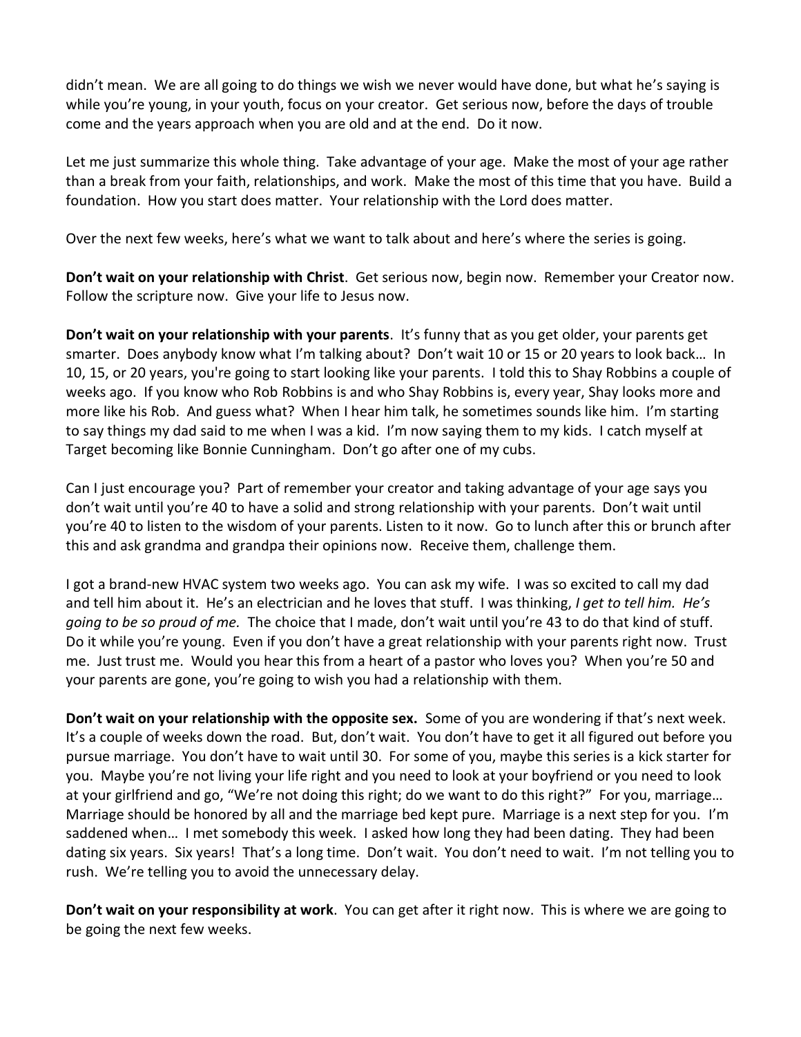didn't mean. We are all going to do things we wish we never would have done, but what he's saying is while you're young, in your youth, focus on your creator. Get serious now, before the days of trouble come and the years approach when you are old and at the end. Do it now.

Let me just summarize this whole thing. Take advantage of your age. Make the most of your age rather than a break from your faith, relationships, and work. Make the most of this time that you have. Build a foundation. How you start does matter. Your relationship with the Lord does matter.

Over the next few weeks, here's what we want to talk about and here's where the series is going.

**Don't wait on your relationship with Christ**. Get serious now, begin now. Remember your Creator now. Follow the scripture now. Give your life to Jesus now.

**Don't wait on your relationship with your parents**. It's funny that as you get older, your parents get smarter. Does anybody know what I'm talking about? Don't wait 10 or 15 or 20 years to look back… In 10, 15, or 20 years, you're going to start looking like your parents. I told this to Shay Robbins a couple of weeks ago. If you know who Rob Robbins is and who Shay Robbins is, every year, Shay looks more and more like his Rob. And guess what? When I hear him talk, he sometimes sounds like him. I'm starting to say things my dad said to me when I was a kid. I'm now saying them to my kids. I catch myself at Target becoming like Bonnie Cunningham. Don't go after one of my cubs.

Can I just encourage you? Part of remember your creator and taking advantage of your age says you don't wait until you're 40 to have a solid and strong relationship with your parents. Don't wait until you're 40 to listen to the wisdom of your parents. Listen to it now. Go to lunch after this or brunch after this and ask grandma and grandpa their opinions now. Receive them, challenge them.

I got a brand-new HVAC system two weeks ago. You can ask my wife. I was so excited to call my dad and tell him about it. He's an electrician and he loves that stuff. I was thinking, *I get to tell him. He's going to be so proud of me.* The choice that I made, don't wait until you're 43 to do that kind of stuff. Do it while you're young. Even if you don't have a great relationship with your parents right now. Trust me. Just trust me. Would you hear this from a heart of a pastor who loves you? When you're 50 and your parents are gone, you're going to wish you had a relationship with them.

**Don't wait on your relationship with the opposite sex.** Some of you are wondering if that's next week. It's a couple of weeks down the road. But, don't wait. You don't have to get it all figured out before you pursue marriage. You don't have to wait until 30. For some of you, maybe this series is a kick starter for you. Maybe you're not living your life right and you need to look at your boyfriend or you need to look at your girlfriend and go, "We're not doing this right; do we want to do this right?" For you, marriage… Marriage should be honored by all and the marriage bed kept pure. Marriage is a next step for you. I'm saddened when… I met somebody this week. I asked how long they had been dating. They had been dating six years. Six years! That's a long time. Don't wait. You don't need to wait. I'm not telling you to rush. We're telling you to avoid the unnecessary delay.

**Don't wait on your responsibility at work**. You can get after it right now. This is where we are going to be going the next few weeks.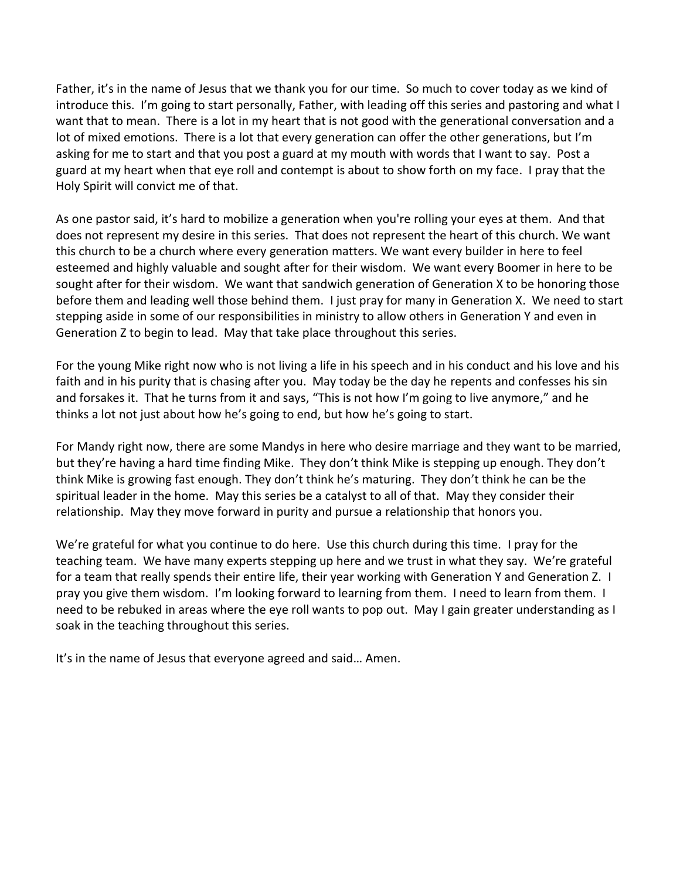Father, it's in the name of Jesus that we thank you for our time. So much to cover today as we kind of introduce this. I'm going to start personally, Father, with leading off this series and pastoring and what I want that to mean. There is a lot in my heart that is not good with the generational conversation and a lot of mixed emotions. There is a lot that every generation can offer the other generations, but I'm asking for me to start and that you post a guard at my mouth with words that I want to say. Post a guard at my heart when that eye roll and contempt is about to show forth on my face. I pray that the Holy Spirit will convict me of that.

As one pastor said, it's hard to mobilize a generation when you're rolling your eyes at them. And that does not represent my desire in this series. That does not represent the heart of this church. We want this church to be a church where every generation matters. We want every builder in here to feel esteemed and highly valuable and sought after for their wisdom. We want every Boomer in here to be sought after for their wisdom. We want that sandwich generation of Generation X to be honoring those before them and leading well those behind them. I just pray for many in Generation X. We need to start stepping aside in some of our responsibilities in ministry to allow others in Generation Y and even in Generation Z to begin to lead. May that take place throughout this series.

For the young Mike right now who is not living a life in his speech and in his conduct and his love and his faith and in his purity that is chasing after you. May today be the day he repents and confesses his sin and forsakes it. That he turns from it and says, "This is not how I'm going to live anymore," and he thinks a lot not just about how he's going to end, but how he's going to start.

For Mandy right now, there are some Mandys in here who desire marriage and they want to be married, but they're having a hard time finding Mike. They don't think Mike is stepping up enough. They don't think Mike is growing fast enough. They don't think he's maturing. They don't think he can be the spiritual leader in the home. May this series be a catalyst to all of that. May they consider their relationship. May they move forward in purity and pursue a relationship that honors you.

We're grateful for what you continue to do here. Use this church during this time. I pray for the teaching team. We have many experts stepping up here and we trust in what they say. We're grateful for a team that really spends their entire life, their year working with Generation Y and Generation Z. I pray you give them wisdom. I'm looking forward to learning from them. I need to learn from them. I need to be rebuked in areas where the eye roll wants to pop out. May I gain greater understanding as I soak in the teaching throughout this series.

It's in the name of Jesus that everyone agreed and said… Amen.